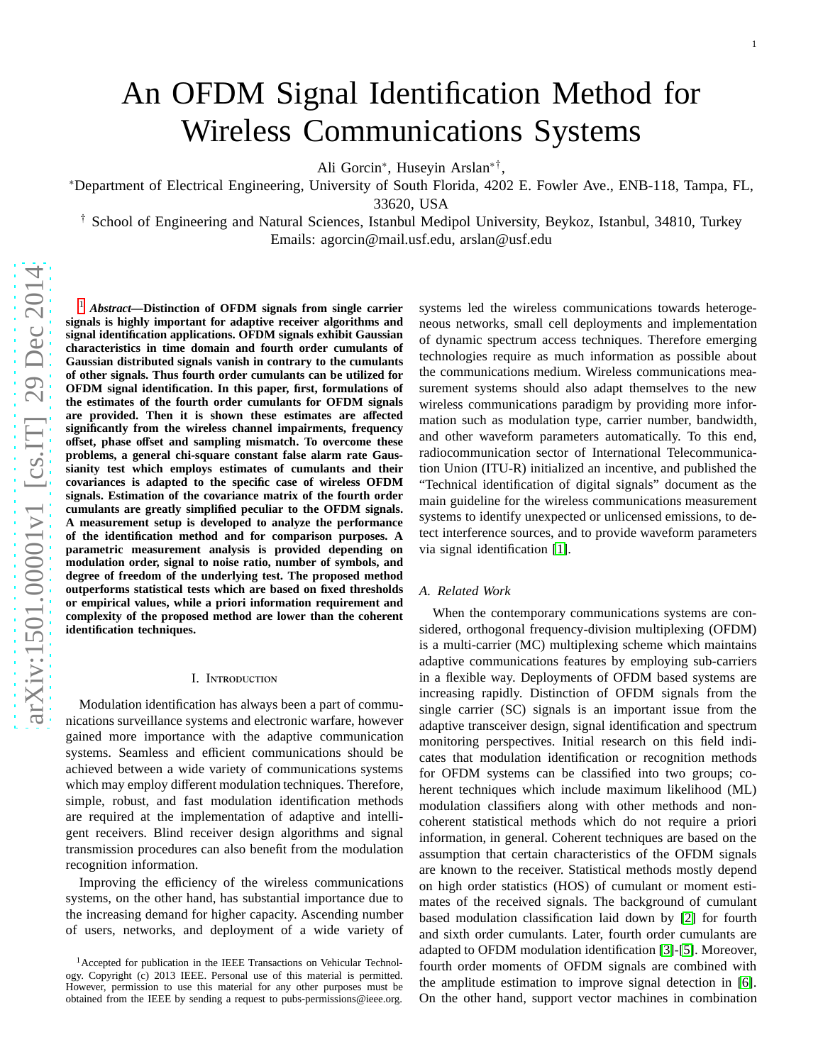# An OFDM Signal Identification Method for Wireless Communications Systems

Ali Gorcin*, Huseyin Arslan*†,

*Department of Electrical Engineering, University of South Florida, 4202 E. Fowler Ave., ENB-118, Tampa, FL, 33620, USA

† School of Engineering and Natural Sciences, Istanbul Medipol University, Beykoz, Istanbul, 34810, Turkey

Emails: agorcin@mail.usf.edu, arslan@usf.edu

[1] ***Abstract*—Distinction of OFDM signals from single carrier signals is highly important for adaptive receiver algorithms and signal identification applications. OFDM signals exhibit Gaussian characteristics in time domain and fourth order cumulants of Gaussian distributed signals vanish in contrary to the cumulants of other signals. Thus fourth order cumulants can be utilized for OFDM signal identification. In this paper, first, formulations of the estimates of the fourth order cumulants for OFDM signals are provided. Then it is shown these estimates are affected significantly from the wireless channel impairments, frequency offset, phase offset and sampling mismatch. To overcome these problems, a general chi-square constant false alarm rate Gaussianity test which employs estimates of cumulants and their covariances is adapted to the specific case of wireless OFDM signals. Estimation of the covariance matrix of the fourth order cumulants are greatly simplified peculiar to the OFDM signals. A measurement setup is developed to analyze the performance of the identification method and for comparison purposes. A parametric measurement analysis is provided depending on modulation order, signal to noise ratio, number of symbols, and degree of freedom of the underlying test. The proposed method outperforms statistical tests which are based on fixed thresholds or empirical values, while a priori information requirement and complexity of the proposed method are lower than the coherent identification techniques.**

## I. Introduction

Modulation identification has always been a part of communications surveillance systems and electronic warfare, however gained more importance with the adaptive communication systems. Seamless and efficient communications should be achieved between a wide variety of communications systems which may employ different modulation techniques. Therefore, simple, robust, and fast modulation identification methods are required at the implementation of adaptive and intelligent receivers. Blind receiver design algorithms and signal transmission procedures can also benefit from the modulation recognition information.

Improving the efficiency of the wireless communications systems, on the other hand, has substantial importance due to the increasing demand for higher capacity. Ascending number of users, networks, and deployment of a wide variety of systems led the wireless communications towards heterogeneous networks, small cell deployments and implementation of dynamic spectrum access techniques. Therefore emerging technologies require as much information as possible about the communications medium. Wireless communications measurement systems should also adapt themselves to the new wireless communications paradigm by providing more information such as modulation type, carrier number, bandwidth, and other waveform parameters automatically. To this end, radiocommunication sector of International Telecommunication Union (ITU-R) initialized an incentive, and published the "Technical identification of digital signals" document as the main guideline for the wireless communications measurement systems to identify unexpected or unlicensed emissions, to detect interference sources, and to provide waveform parameters via signal identification [1].

### A. Related Work

When the contemporary communications systems are considered, orthogonal frequency-division multiplexing (OFDM) is a multi-carrier (MC) multiplexing scheme which maintains adaptive communications features by employing sub-carriers in a flexible way. Deployments of OFDM based systems are increasing rapidly. Distinction of OFDM signals from the single carrier (SC) signals is an important issue from the adaptive transceiver design, signal identification and spectrum monitoring perspectives. Initial research on this field indicates that modulation identification or recognition methods for OFDM systems can be classified into two groups; coherent techniques which include maximum likelihood (ML) modulation classifiers along with other methods and non-coherent statistical methods which do not require a priori information, in general. Coherent techniques are based on the assumption that certain characteristics of the OFDM signals are known to the receiver. Statistical methods mostly depend on high order statistics (HOS) of cumulant or moment estimates of the received signals. The background of cumulant based modulation classification laid down by [2] for fourth and sixth order cumulants. Later, fourth order cumulants are adapted to OFDM modulation identification [3]-[5]. Moreover, fourth order moments of OFDM signals are combined with the amplitude estimation to improve signal detection in [6]. On the other hand, support vector machines in combination

[1] Accepted for publication in the IEEE Transactions on Vehicular Technology. Copyright (c) 2013 IEEE. Personal use of this material is permitted. However, permission to use this material for any other purposes must be obtained from the IEEE by sending a request to pubs-permissions@ieee.org.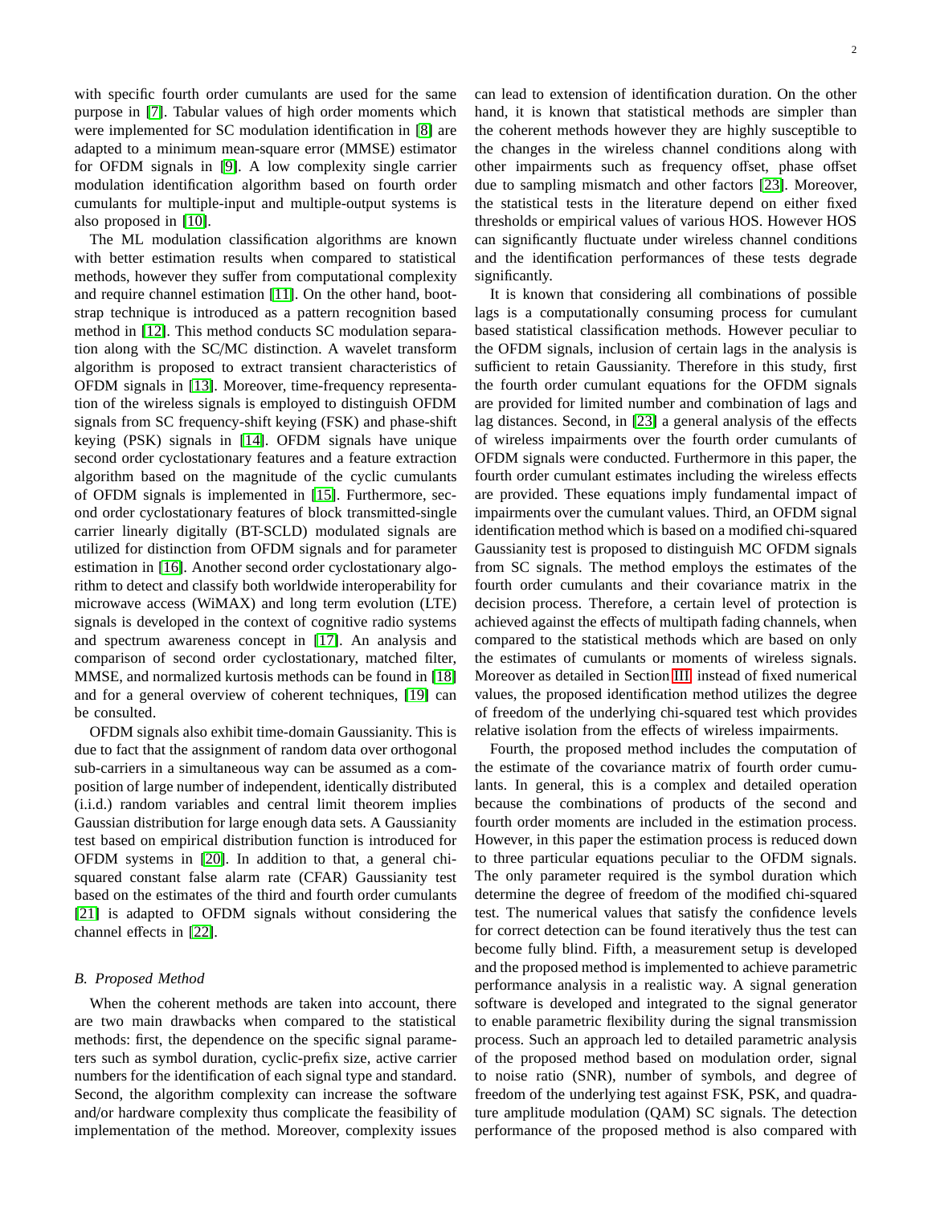with specific fourth order cumulants are used for the same purpose in [7]. Tabular values of high order moments which were implemented for SC modulation identification in [8] are adapted to a minimum mean-square error (MMSE) estimator for OFDM signals in [9]. A low complexity single carrier modulation identification algorithm based on fourth order cumulants for multiple-input and multiple-output systems is also proposed in [10].

The ML modulation classification algorithms are known with better estimation results when compared to statistical methods, however they suffer from computational complexity and require channel estimation [11]. On the other hand, bootstrap technique is introduced as a pattern recognition based method in [12]. This method conducts SC modulation separation along with the SC/MC distinction. A wavelet transform algorithm is proposed to extract transient characteristics of OFDM signals in [13]. Moreover, time-frequency representation of the wireless signals is employed to distinguish OFDM signals from SC frequency-shift keying (FSK) and phase-shift keying (PSK) signals in [14]. OFDM signals have unique second order cyclostationary features and a feature extraction algorithm based on the magnitude of the cyclic cumulants of OFDM signals is implemented in [15]. Furthermore, second order cyclostationary features of block transmitted-single carrier linearly digitally (BT-SCLD) modulated signals are utilized for distinction from OFDM signals and for parameter estimation in [16]. Another second order cyclostationary algorithm to detect and classify both worldwide interoperability for microwave access (WiMAX) and long term evolution (LTE) signals is developed in the context of cognitive radio systems and spectrum awareness concept in [17]. An analysis and comparison of second order cyclostationary, matched filter, MMSE, and normalized kurtosis methods can be found in [18] and for a general overview of coherent techniques, [19] can be consulted.

OFDM signals also exhibit time-domain Gaussianity. This is due to fact that the assignment of random data over orthogonal sub-carriers in a simultaneous way can be assumed as a composition of large number of independent, identically distributed (i.i.d.) random variables and central limit theorem implies Gaussian distribution for large enough data sets. A Gaussianity test based on empirical distribution function is introduced for OFDM systems in [20]. In addition to that, a general chi-squared constant false alarm rate (CFAR) Gaussianity test based on the estimates of the third and fourth order cumulants [21] is adapted to OFDM signals without considering the channel effects in [22].

### B. Proposed Method

When the coherent methods are taken into account, there are two main drawbacks when compared to the statistical methods: first, the dependence on the specific signal parameters such as symbol duration, cyclic-prefix size, active carrier numbers for the identification of each signal type and standard. Second, the algorithm complexity can increase the software and/or hardware complexity thus complicate the feasibility of implementation of the method. Moreover, complexity issues can lead to extension of identification duration. On the other hand, it is known that statistical methods are simpler than the coherent methods however they are highly susceptible to the changes in the wireless channel conditions along with other impairments such as frequency offset, phase offset due to sampling mismatch and other factors [23]. Moreover, the statistical tests in the literature depend on either fixed thresholds or empirical values of various HOS. However HOS can significantly fluctuate under wireless channel conditions and the identification performances of these tests degrade significantly.

It is known that considering all combinations of possible lags is a computationally consuming process for cumulant based statistical classification methods. However peculiar to the OFDM signals, inclusion of certain lags in the analysis is sufficient to retain Gaussianity. Therefore in this study, first the fourth order cumulant equations for the OFDM signals are provided for limited number and combination of lags and lag distances. Second, in [23] a general analysis of the effects of wireless impairments over the fourth order cumulants of OFDM signals were conducted. Furthermore in this paper, the fourth order cumulant estimates including the wireless effects are provided. These equations imply fundamental impact of impairments over the cumulant values. Third, an OFDM signal identification method which is based on a modified chi-squared Gaussianity test is proposed to distinguish MC OFDM signals from SC signals. The method employs the estimates of the fourth order cumulants and their covariance matrix in the decision process. Therefore, a certain level of protection is achieved against the effects of multipath fading channels, when compared to the statistical methods which are based on only the estimates of cumulants or moments of wireless signals. Moreover as detailed in Section III instead of fixed numerical values, the proposed identification method utilizes the degree of freedom of the underlying chi-squared test which provides relative isolation from the effects of wireless impairments.

Fourth, the proposed method includes the computation of the estimate of the covariance matrix of fourth order cumulants. In general, this is a complex and detailed operation because the combinations of products of the second and fourth order moments are included in the estimation process. However, in this paper the estimation process is reduced down to three particular equations peculiar to the OFDM signals. The only parameter required is the symbol duration which determine the degree of freedom of the modified chi-squared test. The numerical values that satisfy the confidence levels for correct detection can be found iteratively thus the test can become fully blind. Fifth, a measurement setup is developed and the proposed method is implemented to achieve parametric performance analysis in a realistic way. A signal generation software is developed and integrated to the signal generator to enable parametric flexibility during the signal transmission process. Such an approach led to detailed parametric analysis of the proposed method based on modulation order, signal to noise ratio (SNR), number of symbols, and degree of freedom of the underlying test against FSK, PSK, and quadrature amplitude modulation (QAM) SC signals. The detection performance of the proposed method is also compared with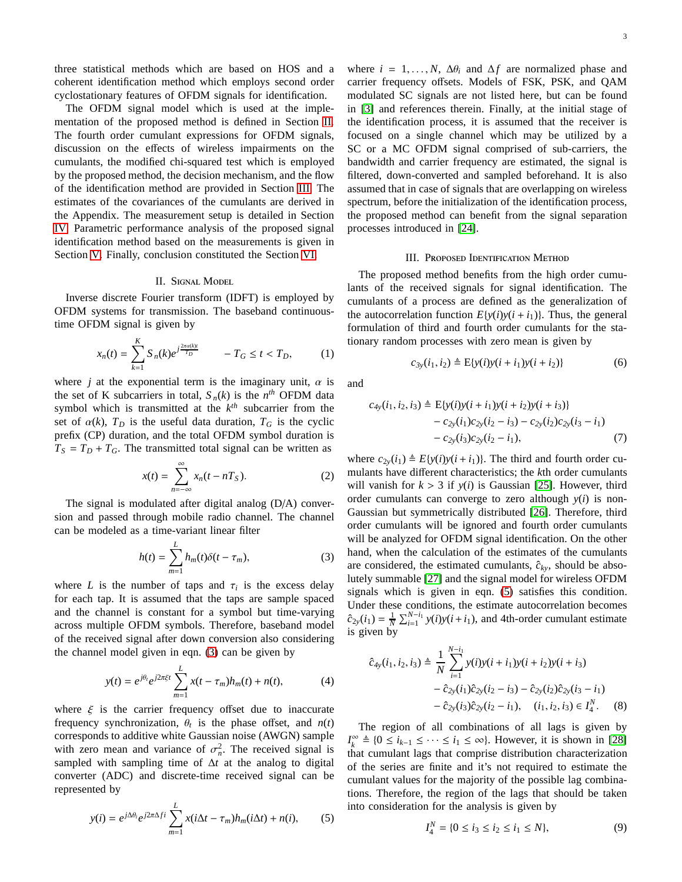three statistical methods which are based on HOS and a coherent identification method which employs second order cyclostationary features of OFDM signals for identification.

The OFDM signal model which is used at the implementation of the proposed method is defined in Section II. The fourth order cumulant expressions for OFDM signals, discussion on the effects of wireless impairments on the cumulants, the modified chi-squared test which is employed by the proposed method, the decision mechanism, and the flow of the identification method are provided in Section III. The estimates of the covariances of the cumulants are derived in the Appendix. The measurement setup is detailed in Section IV. Parametric performance analysis of the proposed signal identification method based on the measurements is given in Section V. Finally, conclusion constituted the Section VI.

## II. Signal Model

Inverse discrete Fourier transform (IDFT) is employed by OFDM systems for transmission. The baseband continuous-time OFDM signal is given by

$$x_n(t) = \sum_{k=1}^{K} S_n(k) e^{j\frac{2\pi\alpha(k)t}{T_D}} \qquad -T_G \leq t < T_D, \tag{1}$$

where $j$ at the exponential term is the imaginary unit, $\alpha$ is the set of K subcarriers in total, $S_n(k)$ is the $n^{th}$ OFDM data symbol which is transmitted at the $k^{th}$ subcarrier from the set of $\alpha(k)$, $T_D$ is the useful data duration, $T_G$ is the cyclic prefix (CP) duration, and the total OFDM symbol duration is $T_S = T_D + T_G$. The transmitted total signal can be written as

$$x(t) = \sum_{n=-\infty}^{\infty} x_n(t - nT_S). \tag{2}$$

The signal is modulated after digital analog (D/A) conversion and passed through mobile radio channel. The channel can be modeled as a time-variant linear filter

$$h(t) = \sum_{m=1}^{L} h_m(t)\delta(t - \tau_m), \tag{3}$$

where $L$ is the number of taps and $\tau_i$ is the excess delay for each tap. It is assumed that the taps are sample spaced and the channel is constant for a symbol but time-varying across multiple OFDM symbols. Therefore, baseband model of the received signal after down conversion also considering the channel model given in eqn. (3) can be given by

$$y(t) = e^{j\theta_t} e^{j2\pi\xi t} \sum_{m=1}^{L} x(t - \tau_m) h_m(t) + n(t), \tag{4}$$

where $\xi$ is the carrier frequency offset due to inaccurate frequency synchronization, $\theta_t$ is the phase offset, and $n(t)$ corresponds to additive white Gaussian noise (AWGN) sample with zero mean and variance of $\sigma_n^2$. The received signal is sampled with sampling time of $\Delta t$ at the analog to digital converter (ADC) and discrete-time received signal can be represented by

$$y(i) = e^{j\Delta\theta_i} e^{j2\pi\Delta f i} \sum_{m=1}^{L} x(i\Delta t - \tau_m) h_m(i\Delta t) + n(i), \tag{5}$$

where $i = 1, \ldots, N$, $\Delta\theta_i$ and $\Delta f$ are normalized phase and carrier frequency offsets. Models of FSK, PSK, and QAM modulated SC signals are not listed here, but can be found in [3] and references therein. Finally, at the initial stage of the identification process, it is assumed that the receiver is focused on a single channel which may be utilized by a SC or a MC OFDM signal comprised of sub-carriers, the bandwidth and carrier frequency are estimated, the signal is filtered, down-converted and sampled beforehand. It is also assumed that in case of signals that are overlapping on wireless spectrum, before the initialization of the identification process, the proposed method can benefit from the signal separation processes introduced in [24].

## III. Proposed Identification Method

The proposed method benefits from the high order cumulants of the received signals for signal identification. The cumulants of a process are defined as the generalization of the autocorrelation function $E\{y(i)y(i+i_1)\}$. Thus, the general formulation of third and fourth order cumulants for the stationary random processes with zero mean is given by

$$c_{3y}(i_1, i_2) \triangleq \mathrm{E}\{y(i)y(i+i_1)y(i+i_2)\} \tag{6}$$

and

$$\begin{aligned} c_{4y}(i_1, i_2, i_3) \triangleq\ & \mathrm{E}\{y(i)y(i+i_1)y(i+i_2)y(i+i_3)\} \\ & - c_{2y}(i_1)c_{2y}(i_2 - i_3) - c_{2y}(i_2)c_{2y}(i_3 - i_1) \\ & - c_{2y}(i_3)c_{2y}(i_2 - i_1), \end{aligned} \tag{7}$$

where $c_{2y}(i_1) \triangleq E\{y(i)y(i+i_1)\}$. The third and fourth order cumulants have different characteristics; the $k$th order cumulants will vanish for $k > 3$ if $y(i)$ is Gaussian [25]. However, third order cumulants can converge to zero although $y(i)$ is non-Gaussian but symmetrically distributed [26]. Therefore, third order cumulants will be ignored and fourth order cumulants will be analyzed for OFDM signal identification. On the other hand, when the calculation of the estimates of the cumulants are considered, the estimated cumulants, $\hat{c}_{ky}$, should be absolutely summable [27] and the signal model for wireless OFDM signals which is given in eqn. (5) satisfies this condition. Under these conditions, the estimate autocorrelation becomes $\hat{c}_{2y}(i_1) = \frac{1}{N}\sum_{i=1}^{N-i_1} y(i)y(i+i_1)$, and 4th-order cumulant estimate is given by

$$\begin{aligned} \hat{c}_{4y}(i_1, i_2, i_3) \triangleq\ & \frac{1}{N}\sum_{i=1}^{N-i_1} y(i)y(i+i_1)y(i+i_2)y(i+i_3) \\ & - \hat{c}_{2y}(i_1)\hat{c}_{2y}(i_2 - i_3) - \hat{c}_{2y}(i_2)\hat{c}_{2y}(i_3 - i_1) \\ & - \hat{c}_{2y}(i_3)\hat{c}_{2y}(i_2 - i_1), \quad (i_1, i_2, i_3) \in I_4^N. \end{aligned} \tag{8}$$

The region of all combinations of all lags is given by $I_k^\infty \triangleq \{0 \leq i_{k-1} \leq \cdots \leq i_1 \leq \infty\}$. However, it is shown in [28] that cumulant lags that comprise distribution characterization of the series are finite and it's not required to estimate the cumulant values for the majority of the possible lag combinations. Therefore, the region of the lags that should be taken into consideration for the analysis is given by

$$I_4^N = \{0 \leq i_3 \leq i_2 \leq i_1 \leq N\}, \tag{9}$$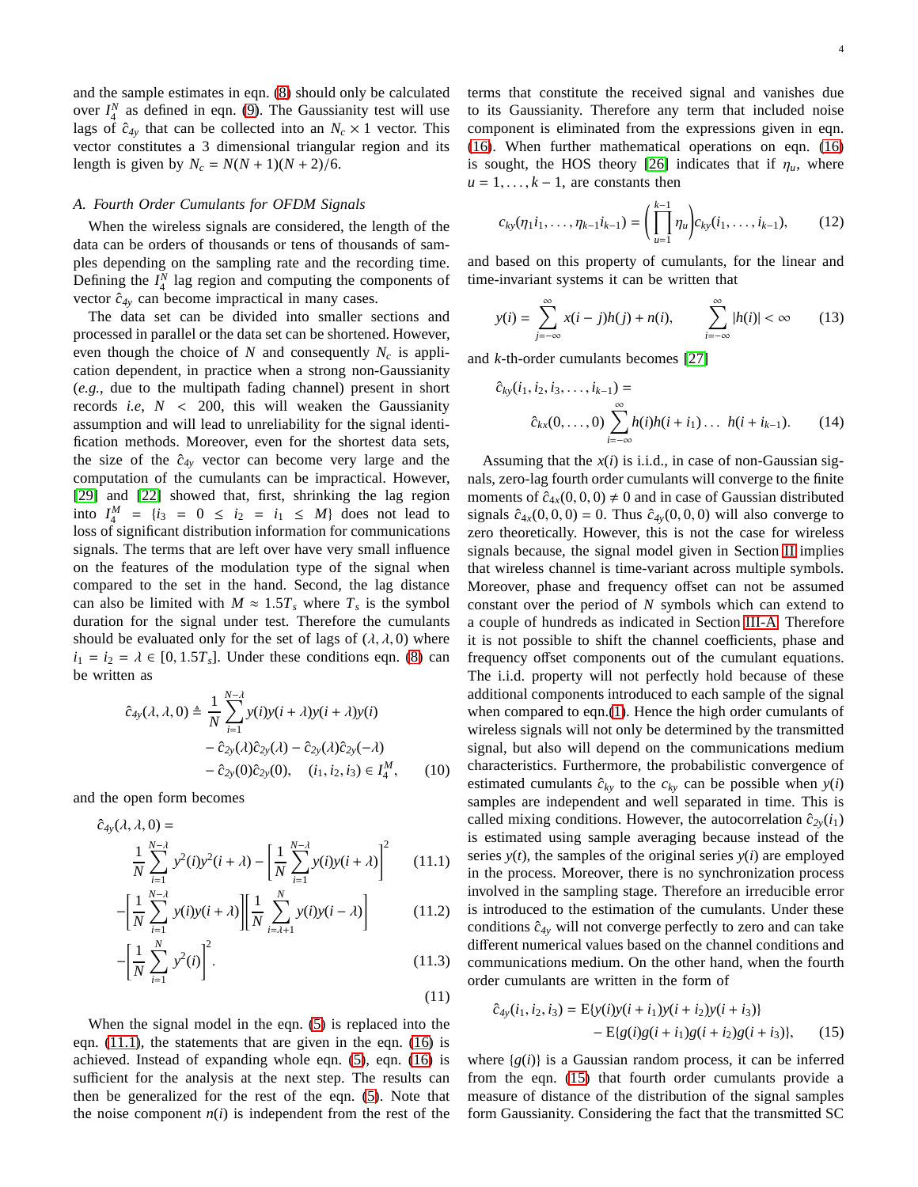and the sample estimates in eqn. (8) should only be calculated over $I_4^N$ as defined in eqn. (9). The Gaussianity test will use lags of $\hat{c}_{4y}$ that can be collected into an $N_c \times 1$ vector. This vector constitutes a 3 dimensional triangular region and its length is given by $N_c = N(N+1)(N+2)/6$.

### A. Fourth Order Cumulants for OFDM Signals

When the wireless signals are considered, the length of the data can be orders of thousands or tens of thousands of samples depending on the sampling rate and the recording time. Defining the $I_4^N$ lag region and computing the components of vector $\hat{c}_{4y}$ can become impractical in many cases.

The data set can be divided into smaller sections and processed in parallel or the data set can be shortened. However, even though the choice of $N$ and consequently $N_c$ is application dependent, in practice when a strong non-Gaussianity (*e.g.*, due to the multipath fading channel) present in short records *i.e*, $N < 200$, this will weaken the Gaussianity assumption and will lead to unreliability for the signal identification methods. Moreover, even for the shortest data sets, the size of the $\hat{c}_{4y}$ vector can become very large and the computation of the cumulants can be impractical. However, [29] and [22] showed that, first, shrinking the lag region into $I_4^M = \{i_3 = 0 \leq i_2 = i_1 \leq M\}$ does not lead to loss of significant distribution information for communications signals. The terms that are left over have very small influence on the features of the modulation type of the signal when compared to the set in the hand. Second, the lag distance can also be limited with $M \approx 1.5T_s$ where $T_s$ is the symbol duration for the signal under test. Therefore the cumulants should be evaluated only for the set of lags of $(\lambda, \lambda, 0)$ where $i_1 = i_2 = \lambda \in [0, 1.5T_s]$. Under these conditions eqn. (8) can be written as

$$
\begin{aligned}
\hat{c}_{4y}(\lambda,\lambda,0) \triangleq \frac{1}{N}\sum_{i=1}^{N-\lambda} & y(i)y(i+\lambda)y(i+\lambda)y(i) \\
& - \hat{c}_{2y}(\lambda)\hat{c}_{2y}(\lambda) - \hat{c}_{2y}(\lambda)\hat{c}_{2y}(-\lambda) \\
& - \hat{c}_{2y}(0)\hat{c}_{2y}(0), \quad (i_1, i_2, i_3) \in I_4^M, \qquad (10)
\end{aligned}
$$

and the open form becomes

$$
\begin{aligned}
&\hat{c}_{4y}(\lambda,\lambda,0) = \\
&\quad \frac{1}{N}\sum_{i=1}^{N-\lambda} y^2(i)y^2(i+\lambda) - \left[\frac{1}{N}\sum_{i=1}^{N-\lambda} y(i)y(i+\lambda)\right]^2 \qquad (11.1) \\
&- \left[\frac{1}{N}\sum_{i=1}^{N-\lambda} y(i)y(i+\lambda)\right]\left[\frac{1}{N}\sum_{i=\lambda+1}^{N} y(i)y(i-\lambda)\right] \qquad (11.2) \\
&- \left[\frac{1}{N}\sum_{i=1}^{N} y^2(i)\right]^2. \qquad (11.3) \\
& \qquad (11)
\end{aligned}
$$

When the signal model in the eqn. (5) is replaced into the eqn. (11.1), the statements that are given in the eqn. (16) is achieved. Instead of expanding whole eqn. (5), eqn. (16) is sufficient for the analysis at the next step. The results can then be generalized for the rest of the eqn. (5). Note that the noise component $n(i)$ is independent from the rest of the terms that constitute the received signal and vanishes due to its Gaussianity. Therefore any term that included noise component is eliminated from the expressions given in eqn. (16). When further mathematical operations on eqn. (16) is sought, the HOS theory [26] indicates that if $\eta_u$, where $u = 1, \ldots, k-1$, are constants then

$$
c_{ky}(\eta_1 i_1, \ldots, \eta_{k-1} i_{k-1}) = \left(\prod_{u=1}^{k-1}\eta_u\right) c_{ky}(i_1, \ldots, i_{k-1}), \qquad (12)
$$

and based on this property of cumulants, for the linear and time-invariant systems it can be written that

$$
y(i) = \sum_{j=-\infty}^{\infty} x(i-j)h(j) + n(i), \qquad \sum_{i=-\infty}^{\infty} |h(i)| < \infty \qquad (13)
$$

and $k$-th-order cumulants becomes [27]

$$
\begin{aligned}
&\hat{c}_{ky}(i_1, i_2, i_3, \ldots, i_{k-1}) = \\
&\qquad \hat{c}_{kx}(0, \ldots, 0)\sum_{i=-\infty}^{\infty} h(i)h(i+i_1)\ldots\ h(i+i_{k-1}). \qquad (14)
\end{aligned}
$$

Assuming that the $x(i)$ is i.i.d., in case of non-Gaussian signals, zero-lag fourth order cumulants will converge to the finite moments of $\hat{c}_{4x}(0,0,0) \neq 0$ and in case of Gaussian distributed signals $\hat{c}_{4x}(0,0,0) = 0$. Thus $\hat{c}_{4y}(0,0,0)$ will also converge to zero theoretically. However, this is not the case for wireless signals because, the signal model given in Section II implies that wireless channel is time-variant across multiple symbols. Moreover, phase and frequency offset can not be assumed constant over the period of $N$ symbols which can extend to a couple of hundreds as indicated in Section III-A. Therefore it is not possible to shift the channel coefficients, phase and frequency offset components out of the cumulant equations. The i.i.d. property will not perfectly hold because of these additional components introduced to each sample of the signal when compared to eqn.(1). Hence the high order cumulants of wireless signals will not only be determined by the transmitted signal, but also will depend on the communications medium characteristics. Furthermore, the probabilistic convergence of estimated cumulants $\hat{c}_{ky}$ to the $c_{ky}$ can be possible when $y(i)$ samples are independent and well separated in time. This is called mixing conditions. However, the autocorrelation $\hat{c}_{2y}(i_1)$ is estimated using sample averaging because instead of the series $y(t)$, the samples of the original series $y(i)$ are employed in the process. Moreover, there is no synchronization process involved in the sampling stage. Therefore an irreducible error is introduced to the estimation of the cumulants. Under these conditions $\hat{c}_{4y}$ will not converge perfectly to zero and can take different numerical values based on the channel conditions and communications medium. On the other hand, when the fourth order cumulants are written in the form of

$$
\begin{aligned}
\hat{c}_{4y}(i_1, i_2, i_3) = \mathrm{E}\{&y(i)y(i+i_1)y(i+i_2)y(i+i_3)\} \\
&- \mathrm{E}\{g(i)g(i+i_1)g(i+i_2)g(i+i_3)\}, \qquad (15)
\end{aligned}
$$

where $\{g(i)\}$ is a Gaussian random process, it can be inferred from the eqn. (15) that fourth order cumulants provide a measure of distance of the distribution of the signal samples form Gaussianity. Considering the fact that the transmitted SC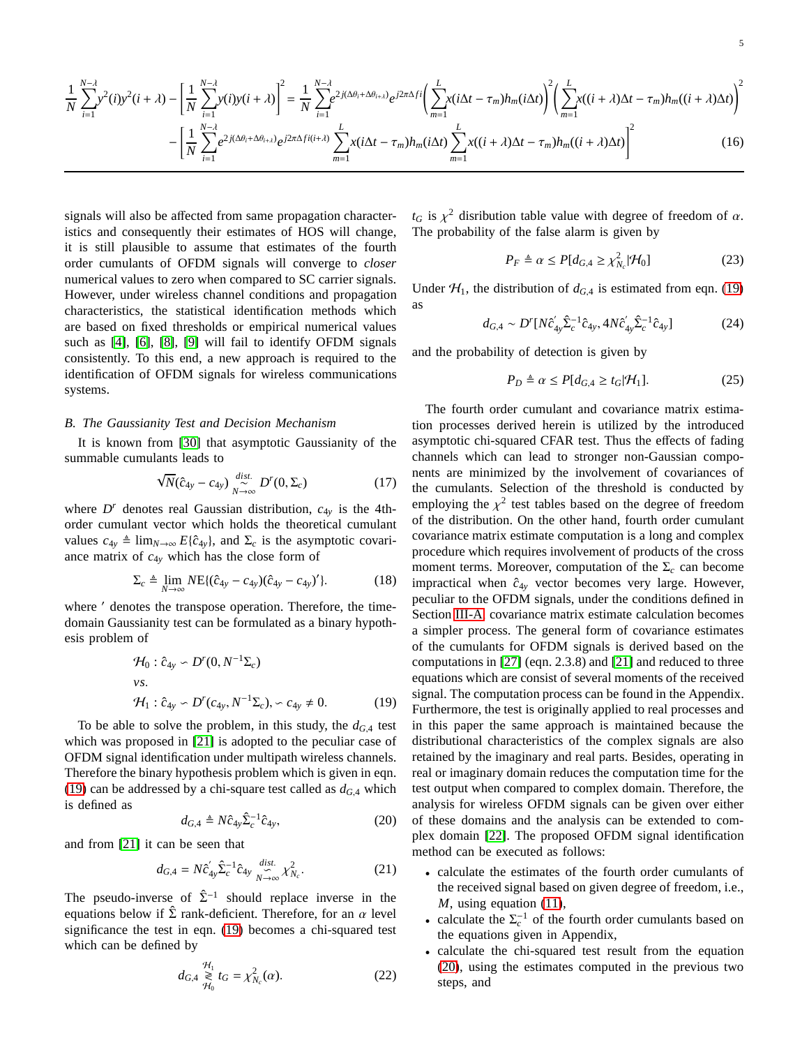$$
\frac{1}{N}\sum_{i=1}^{N-\lambda}y^2(i)y^2(i+\lambda)-\left[\frac{1}{N}\sum_{i=1}^{N-\lambda}y(i)y(i+\lambda)\right]^2=\frac{1}{N}\sum_{i=1}^{N-\lambda}e^{2j(\Delta\theta_i+\Delta\theta_{i+\lambda})}e^{j2\pi\Delta fi}\left(\sum_{m=1}^{L}x(i\Delta t-\tau_m)h_m(i\Delta t)\right)^2\left(\sum_{m=1}^{L}x((i+\lambda)\Delta t-\tau_m)h_m((i+\lambda)\Delta t)\right)^2
$$
$$
-\left[\frac{1}{N}\sum_{i=1}^{N-\lambda}e^{2j(\Delta\theta_i+\Delta\theta_{i+\lambda})}e^{j2\pi\Delta fi(i+\lambda)}\sum_{m=1}^{L}x(i\Delta t-\tau_m)h_m(i\Delta t)\sum_{m=1}^{L}x((i+\lambda)\Delta t-\tau_m)h_m((i+\lambda)\Delta t)\right]^2 \quad (16)
$$

signals will also be affected from same propagation characteristics and consequently their estimates of HOS will change, it is still plausible to assume that estimates of the fourth order cumulants of OFDM signals will converge to *closer* numerical values to zero when compared to SC carrier signals. However, under wireless channel conditions and propagation characteristics, the statistical identification methods which are based on fixed thresholds or empirical numerical values such as [4], [6], [8], [9] will fail to identify OFDM signals consistently. To this end, a new approach is required to the identification of OFDM signals for wireless communications systems.

### B. The Gaussianity Test and Decision Mechanism

It is known from [30] that asymptotic Gaussianity of the summable cumulants leads to

$$
\sqrt{N}(\hat{c}_{4y}-c_{4y}) \underset{N\to\infty}{\overset{dist.}{\sim}} D^r(0,\Sigma_c) \quad (17)
$$

where $D^r$ denotes real Gaussian distribution, $c_{4y}$ is the 4th-order cumulant vector which holds the theoretical cumulant values $c_{4y} \triangleq \lim_{N\to\infty} E\{\hat{c}_{4y}\}$, and $\Sigma_c$ is the asymptotic covariance matrix of $c_{4y}$ which has the close form of

$$
\Sigma_c \triangleq \lim_{N\to\infty} N\mathrm{E}\{(\hat{c}_{4y}-c_{4y})(\hat{c}_{4y}-c_{4y})'\}. \quad (18)
$$

where $'$ denotes the transpose operation. Therefore, the time-domain Gaussianity test can be formulated as a binary hypothesis problem of

$$
\begin{aligned}
&\mathcal{H}_0 : \hat{c}_{4y} \backsim D^r(0, N^{-1}\Sigma_c)\\
&vs.\\
&\mathcal{H}_1 : \hat{c}_{4y} \backsim D^r(c_{4y}, N^{-1}\Sigma_c), \backsim c_{4y} \neq 0.
\end{aligned} \quad (19)
$$

To be able to solve the problem, in this study, the $d_{G,4}$ test which was proposed in [21] is adopted to the peculiar case of OFDM signal identification under multipath wireless channels. Therefore the binary hypothesis problem which is given in eqn. (19) can be addressed by a chi-square test called as $d_{G,4}$ which is defined as

$$
d_{G,4} \triangleq N\hat{c}_{4y}\hat{\Sigma}_c^{-1}\hat{c}_{4y}, \quad (20)
$$

and from [21] it can be seen that

$$
d_{G,4} = N\hat{c}_{4y}'\hat{\Sigma}_c^{-1}\hat{c}_{4y} \underset{N\to\infty}{\overset{dist.}{\backsim}} \chi^2_{N_c}. \quad (21)
$$

The pseudo-inverse of $\hat{\Sigma}^{-1}$ should replace inverse in the equations below if $\hat{\Sigma}$ rank-deficient. Therefore, for an $\alpha$ level significance the test in eqn. (19) becomes a chi-squared test which can be defined by

$$
d_{G,4} \underset{\mathcal{H}_0}{\overset{\mathcal{H}_1}{\gtrless}} t_G = \chi^2_{N_c}(\alpha). \quad (22)
$$

$t_G$ is $\chi^2$ disribution table value with degree of freedom of $\alpha$. The probability of the false alarm is given by

$$
P_F \triangleq \alpha \leq P[d_{G,4} \geq \chi^2_{N_c}|\mathcal{H}_0] \quad (23)
$$

Under $\mathcal{H}_1$, the distribution of $d_{G,4}$ is estimated from eqn. (19) as

$$
d_{G,4} \sim D^r[N\hat{c}_{4y}'\hat{\Sigma}_c^{-1}\hat{c}_{4y}, 4N\hat{c}_{4y}'\hat{\Sigma}_c^{-1}\hat{c}_{4y}] \quad (24)
$$

and the probability of detection is given by

$$
P_D \triangleq \alpha \leq P[d_{G,4} \geq t_G|\mathcal{H}_1]. \quad (25)
$$

The fourth order cumulant and covariance matrix estimation processes derived herein is utilized by the introduced asymptotic chi-squared CFAR test. Thus the effects of fading channels which can lead to stronger non-Gaussian components are minimized by the involvement of covariances of the cumulants. Selection of the threshold is conducted by employing the $\chi^2$ test tables based on the degree of freedom of the distribution. On the other hand, fourth order cumulant covariance matrix estimate computation is a long and complex procedure which requires involvement of products of the cross moment terms. Moreover, computation of the $\Sigma_c$ can become impractical when $\hat{c}_{4y}$ vector becomes very large. However, peculiar to the OFDM signals, under the conditions defined in Section III-A, covariance matrix estimate calculation becomes a simpler process. The general form of covariance estimates of the cumulants for OFDM signals is derived based on the computations in [27] (eqn. 2.3.8) and [21] and reduced to three equations which are consist of several moments of the received signal. The computation process can be found in the Appendix. Furthermore, the test is originally applied to real processes and in this paper the same approach is maintained because the distributional characteristics of the complex signals are also retained by the imaginary and real parts. Besides, operating in real or imaginary domain reduces the computation time for the test output when compared to complex domain. Therefore, the analysis for wireless OFDM signals can be given over either of these domains and the analysis can be extended to complex domain [22]. The proposed OFDM signal identification method can be executed as follows:

- calculate the estimates of the fourth order cumulants of the received signal based on given degree of freedom, i.e., $M$, using equation (11),
- calculate the $\Sigma_c^{-1}$ of the fourth order cumulants based on the equations given in Appendix,
- calculate the chi-squared test result from the equation (20), using the estimates computed in the previous two steps, and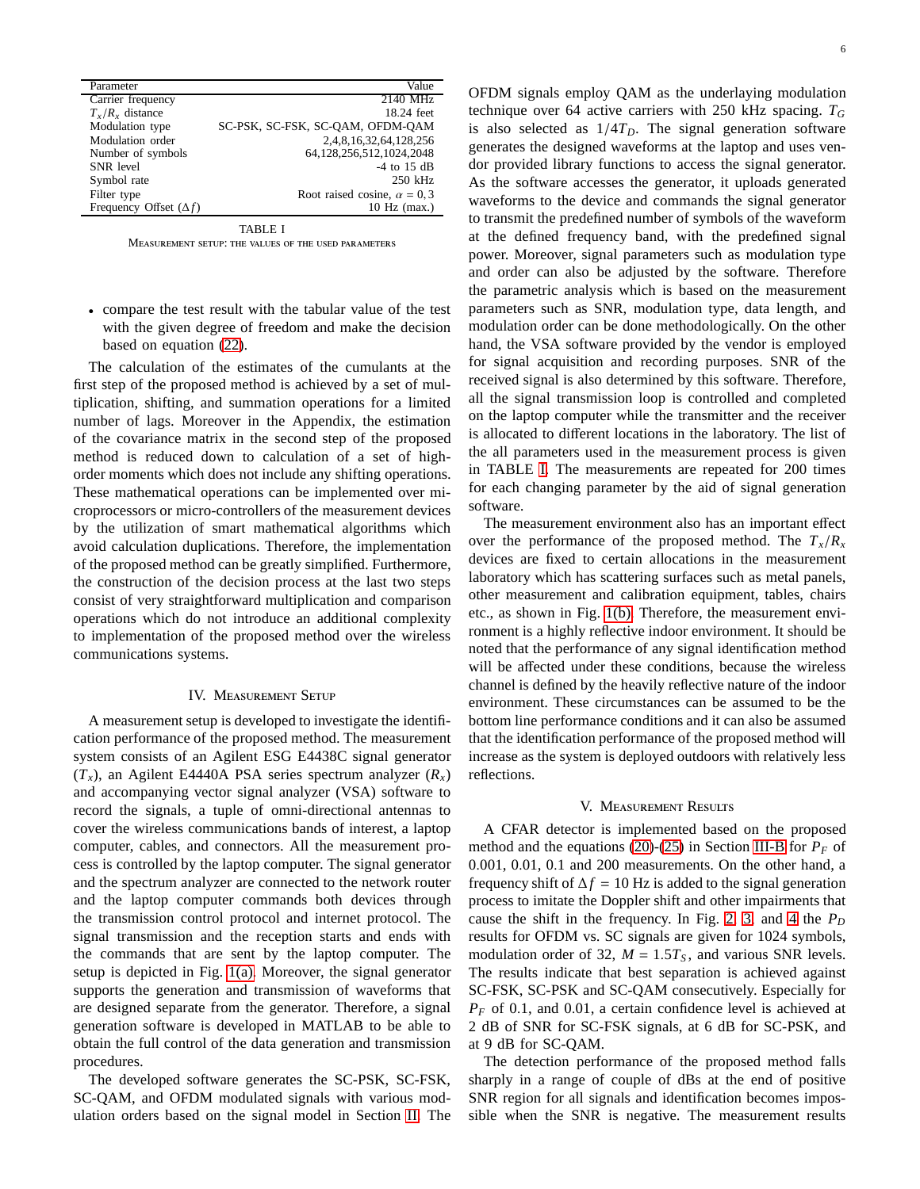| Parameter | Value |
|---|---|
| Carrier frequency | 2140 MHz |
| $T_x/R_x$ distance | 18.24 feet |
| Modulation type | SC-PSK, SC-FSK, SC-QAM, OFDM-QAM |
| Modulation order | 2,4,8,16,32,64,128,256 |
| Number of symbols | 64,128,256,512,1024,2048 |
| SNR level | -4 to 15 dB |
| Symbol rate | 250 kHz |
| Filter type | Root raised cosine, $\alpha = 0,3$ |
| Frequency Offset ($\Delta f$) | 10 Hz (max.) |

TABLE I
MEASUREMENT SETUP: THE VALUES OF THE USED PARAMETERS

- compare the test result with the tabular value of the test with the given degree of freedom and make the decision based on equation (22).

The calculation of the estimates of the cumulants at the first step of the proposed method is achieved by a set of multiplication, shifting, and summation operations for a limited number of lags. Moreover in the Appendix, the estimation of the covariance matrix in the second step of the proposed method is reduced down to calculation of a set of high-order moments which does not include any shifting operations. These mathematical operations can be implemented over microprocessors or micro-controllers of the measurement devices by the utilization of smart mathematical algorithms which avoid calculation duplications. Therefore, the implementation of the proposed method can be greatly simplified. Furthermore, the construction of the decision process at the last two steps consist of very straightforward multiplication and comparison operations which do not introduce an additional complexity to implementation of the proposed method over the wireless communications systems.

## IV. Measurement Setup

A measurement setup is developed to investigate the identification performance of the proposed method. The measurement system consists of an Agilent ESG E4438C signal generator ($T_x$), an Agilent E4440A PSA series spectrum analyzer ($R_x$) and accompanying vector signal analyzer (VSA) software to record the signals, a tuple of omni-directional antennas to cover the wireless communications bands of interest, a laptop computer, cables, and connectors. All the measurement process is controlled by the laptop computer. The signal generator and the spectrum analyzer are connected to the network router and the laptop computer commands both devices through the transmission control protocol and internet protocol. The signal transmission and the reception starts and ends with the commands that are sent by the laptop computer. The setup is depicted in Fig. 1(a). Moreover, the signal generator supports the generation and transmission of waveforms that are designed separate from the generator. Therefore, a signal generation software is developed in MATLAB to be able to obtain the full control of the data generation and transmission procedures.

The developed software generates the SC-PSK, SC-FSK, SC-QAM, and OFDM modulated signals with various modulation orders based on the signal model in Section II. The OFDM signals employ QAM as the underlaying modulation technique over 64 active carriers with 250 kHz spacing. $T_G$ is also selected as $1/4T_D$. The signal generation software generates the designed waveforms at the laptop and uses vendor provided library functions to access the signal generator. As the software accesses the generator, it uploads generated waveforms to the device and commands the signal generator to transmit the predefined number of symbols of the waveform at the defined frequency band, with the predefined signal power. Moreover, signal parameters such as modulation type and order can also be adjusted by the software. Therefore the parametric analysis which is based on the measurement parameters such as SNR, modulation type, data length, and modulation order can be done methodologically. On the other hand, the VSA software provided by the vendor is employed for signal acquisition and recording purposes. SNR of the received signal is also determined by this software. Therefore, all the signal transmission loop is controlled and completed on the laptop computer while the transmitter and the receiver is allocated to different locations in the laboratory. The list of the all parameters used in the measurement process is given in TABLE I. The measurements are repeated for 200 times for each changing parameter by the aid of signal generation software.

The measurement environment also has an important effect over the performance of the proposed method. The $T_x/R_x$ devices are fixed to certain allocations in the measurement laboratory which has scattering surfaces such as metal panels, other measurement and calibration equipment, tables, chairs etc., as shown in Fig. 1(b). Therefore, the measurement environment is a highly reflective indoor environment. It should be noted that the performance of any signal identification method will be affected under these conditions, because the wireless channel is defined by the heavily reflective nature of the indoor environment. These circumstances can be assumed to be the bottom line performance conditions and it can also be assumed that the identification performance of the proposed method will increase as the system is deployed outdoors with relatively less reflections.

## V. Measurement Results

A CFAR detector is implemented based on the proposed method and the equations (20)-(25) in Section III-B for $P_F$ of 0.001, 0.01, 0.1 and 200 measurements. On the other hand, a frequency shift of $\Delta f = 10$ Hz is added to the signal generation process to imitate the Doppler shift and other impairments that cause the shift in the frequency. In Fig. 2, 3, and 4 the $P_D$ results for OFDM vs. SC signals are given for 1024 symbols, modulation order of 32, $M = 1.5T_S$, and various SNR levels. The results indicate that best separation is achieved against SC-FSK, SC-PSK and SC-QAM consecutively. Especially for $P_F$ of 0.1, and 0.01, a certain confidence level is achieved at 2 dB of SNR for SC-FSK signals, at 6 dB for SC-PSK, and at 9 dB for SC-QAM.

The detection performance of the proposed method falls sharply in a range of couple of dBs at the end of positive SNR region for all signals and identification becomes impossible when the SNR is negative. The measurement results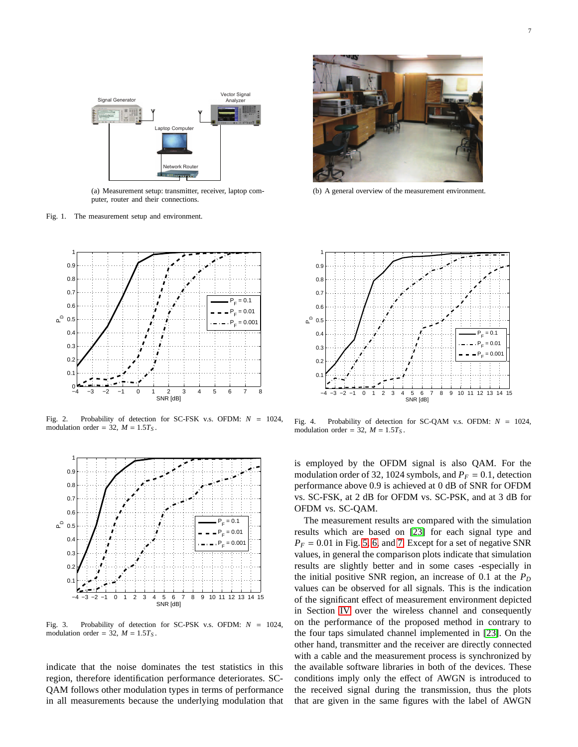Signal Generator

Vector Signal Analyzer

Laptop Computer

Network Router

(a) Measurement setup: transmitter, receiver, laptop computer, router and their connections.

(b) A general overview of the measurement environment.

Fig. 1. The measurement setup and environment.

P_D

SNR [dB]

$P_F = 0.1$
$P_F = 0.01$
$P_F = 0.001$

Fig. 2. Probability of detection for SC-FSK v.s. OFDM: $N = 1024$, modulation order = 32, $M = 1.5T_S$.

P_D

SNR [dB]

$P_F = 0.1$
$P_F = 0.01$
$P_F = 0.001$

Fig. 4. Probability of detection for SC-QAM v.s. OFDM: $N = 1024$, modulation order = 32, $M = 1.5T_S$.

P_D

SNR [dB]

$P_F = 0.1$
$P_F = 0.01$
$P_F = 0.001$

Fig. 3. Probability of detection for SC-PSK v.s. OFDM: $N = 1024$, modulation order = 32, $M = 1.5T_S$.

indicate that the noise dominates the test statistics in this region, therefore identification performance deteriorates. SC-QAM follows other modulation types in terms of performance in all measurements because the underlying modulation that is employed by the OFDM signal is also QAM. For the modulation order of 32, 1024 symbols, and $P_F = 0.1$, detection performance above 0.9 is achieved at 0 dB of SNR for OFDM vs. SC-FSK, at 2 dB for OFDM vs. SC-PSK, and at 3 dB for OFDM vs. SC-QAM.

The measurement results are compared with the simulation results which are based on [23] for each signal type and $P_F = 0.01$ in Fig. 5, 6, and 7. Except for a set of negative SNR values, in general the comparison plots indicate that simulation results are slightly better and in some cases -especially in the initial positive SNR region, an increase of 0.1 at the $P_D$ values can be observed for all signals. This is the indication of the significant effect of measurement environment depicted in Section IV over the wireless channel and consequently on the performance of the proposed method in contrary to the four taps simulated channel implemented in [23]. On the other hand, transmitter and the receiver are directly connected with a cable and the measurement process is synchronized by the available software libraries in both of the devices. These conditions imply only the effect of AWGN is introduced to the received signal during the transmission, thus the plots that are given in the same figures with the label of AWGN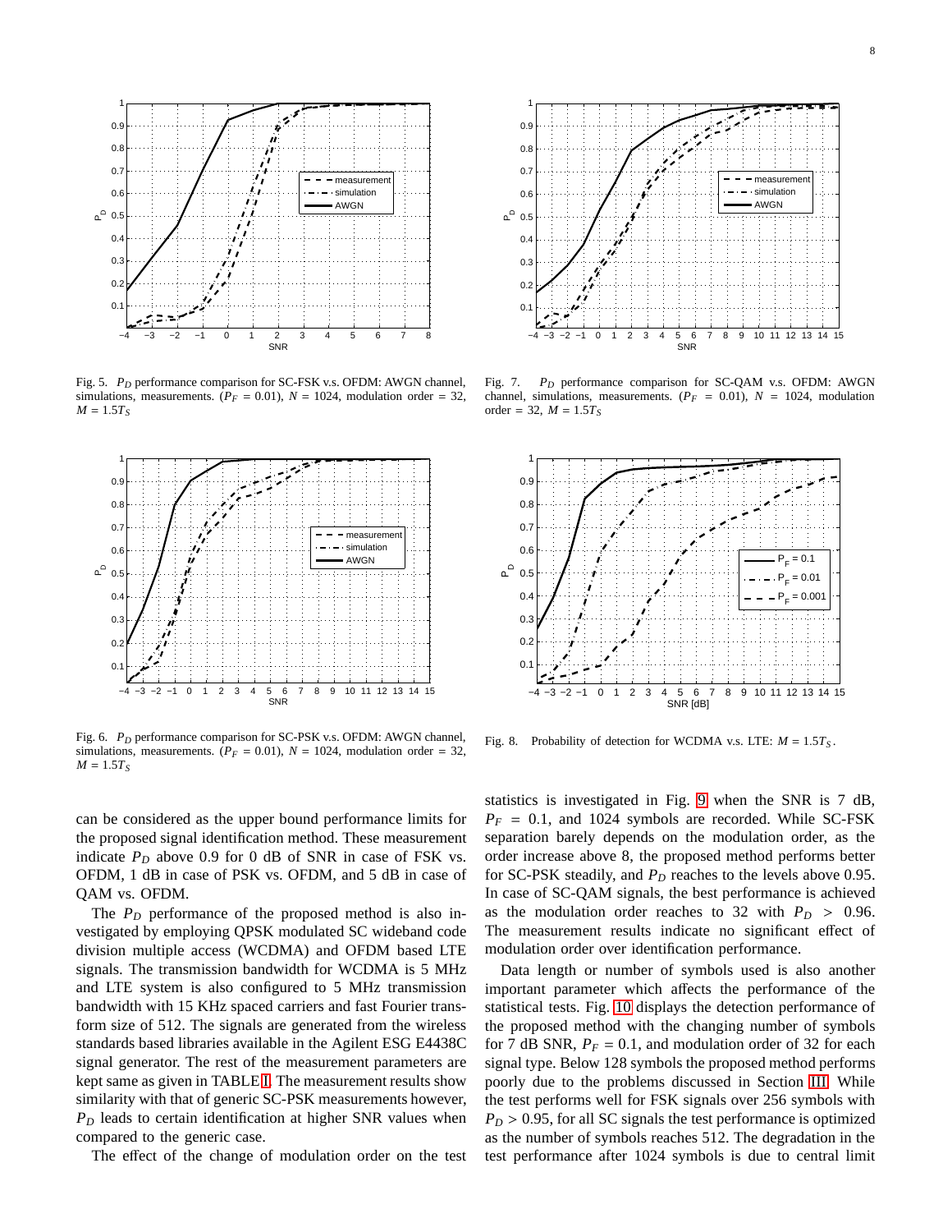1
0.9
0.8
0.7
0.6
$P_D$ 0.5
0.4
0.3
0.2
0.1
−4 −3 −2 −1 0 1 2 3 4 5 6 7 8
SNR
measurement
simulation
AWGN

Fig. 5. $P_D$ performance comparison for SC-FSK v.s. OFDM: AWGN channel, simulations, measurements. ($P_F$ = 0.01), $N$ = 1024, modulation order = 32, $M = 1.5T_S$

1
0.9
0.8
0.7
0.6
$P_D$ 0.5
0.4
0.3
0.2
0.1
−4 −3 −2 −1 0 1 2 3 4 5 6 7 8 9 10 11 12 13 14 15
SNR
measurement
simulation
AWGN

Fig. 7. $P_D$ performance comparison for SC-QAM v.s. OFDM: AWGN channel, simulations, measurements. ($P_F$ = 0.01), $N$ = 1024, modulation order = 32, $M = 1.5T_S$

1
0.9
0.8
0.7
0.6
$P_D$ 0.5
0.4
0.3
0.2
0.1
−4 −3 −2 −1 0 1 2 3 4 5 6 7 8 9 10 11 12 13 14 15
SNR
measurement
simulation
AWGN

Fig. 6. $P_D$ performance comparison for SC-PSK v.s. OFDM: AWGN channel, simulations, measurements. ($P_F$ = 0.01), $N$ = 1024, modulation order = 32, $M = 1.5T_S$

1
0.9
0.8
0.7
0.6
$P_D$ 0.5
0.4
0.3
0.2
0.1
−4 −3 −2 −1 0 1 2 3 4 5 6 7 8 9 10 11 12 13 14 15
SNR [dB]
$P_F$ = 0.1
$P_F$ = 0.01
$P_F$ = 0.001

Fig. 8. Probability of detection for WCDMA v.s. LTE: $M = 1.5T_S$.

can be considered as the upper bound performance limits for the proposed signal identification method. These measurement indicate $P_D$ above 0.9 for 0 dB of SNR in case of FSK vs. OFDM, 1 dB in case of PSK vs. OFDM, and 5 dB in case of QAM vs. OFDM.

The $P_D$ performance of the proposed method is also investigated by employing QPSK modulated SC wideband code division multiple access (WCDMA) and OFDM based LTE signals. The transmission bandwidth for WCDMA is 5 MHz and LTE system is also configured to 5 MHz transmission bandwidth with 15 KHz spaced carriers and fast Fourier transform size of 512. The signals are generated from the wireless standards based libraries available in the Agilent ESG E4438C signal generator. The rest of the measurement parameters are kept same as given in TABLE I. The measurement results show similarity with that of generic SC-PSK measurements however, $P_D$ leads to certain identification at higher SNR values when compared to the generic case.

The effect of the change of modulation order on the test statistics is investigated in Fig. 9 when the SNR is 7 dB, $P_F$ = 0.1, and 1024 symbols are recorded. While SC-FSK separation barely depends on the modulation order, as the order increase above 8, the proposed method performs better for SC-PSK steadily, and $P_D$ reaches to the levels above 0.95. In case of SC-QAM signals, the best performance is achieved as the modulation order reaches to 32 with $P_D > 0.96$. The measurement results indicate no significant effect of modulation order over identification performance.

Data length or number of symbols used is also another important parameter which affects the performance of the statistical tests. Fig. 10 displays the detection performance of the proposed method with the changing number of symbols for 7 dB SNR, $P_F$ = 0.1, and modulation order of 32 for each signal type. Below 128 symbols the proposed method performs poorly due to the problems discussed in Section III. While the test performs well for FSK signals over 256 symbols with $P_D > 0.95$, for all SC signals the test performance is optimized as the number of symbols reaches 512. The degradation in the test performance after 1024 symbols is due to central limit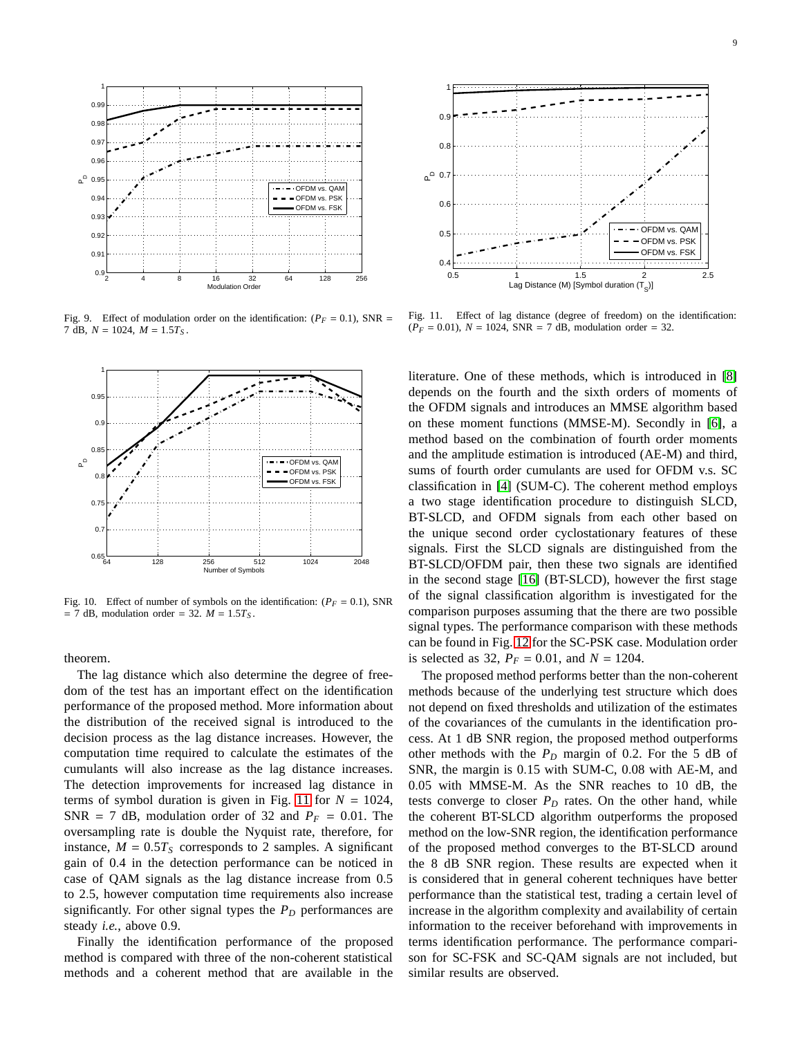Fig. 9. Effect of modulation order on the identification: ($P_F$ = 0.1), SNR = 7 dB, $N$ = 1024, $M = 1.5T_S$.

Fig. 10. Effect of number of symbols on the identification: ($P_F$ = 0.1), SNR = 7 dB, modulation order = 32. $M = 1.5T_S$.

theorem.

The lag distance which also determine the degree of freedom of the test has an important effect on the identification performance of the proposed method. More information about the distribution of the received signal is introduced to the decision process as the lag distance increases. However, the computation time required to calculate the estimates of the cumulants will also increase as the lag distance increases. The detection improvements for increased lag distance in terms of symbol duration is given in Fig. 11 for $N$ = 1024, SNR = 7 dB, modulation order of 32 and $P_F$ = 0.01. The oversampling rate is double the Nyquist rate, therefore, for instance, $M = 0.5T_S$ corresponds to 2 samples. A significant gain of 0.4 in the detection performance can be noticed in case of QAM signals as the lag distance increase from 0.5 to 2.5, however computation time requirements also increase significantly. For other signal types the $P_D$ performances are steady *i.e.*, above 0.9.

Finally the identification performance of the proposed method is compared with three of the non-coherent statistical methods and a coherent method that are available in the literature. One of these methods, which is introduced in [8] depends on the fourth and the sixth orders of moments of the OFDM signals and introduces an MMSE algorithm based on these moment functions (MMSE-M). Secondly in [6], a method based on the combination of fourth order moments and the amplitude estimation is introduced (AE-M) and third, sums of fourth order cumulants are used for OFDM v.s. SC classification in [4] (SUM-C). The coherent method employs a two stage identification procedure to distinguish SLCD, BT-SLCD, and OFDM signals from each other based on the unique second order cyclostationary features of these signals. First the SLCD signals are distinguished from the BT-SLCD/OFDM pair, then these two signals are identified in the second stage [16] (BT-SLCD), however the first stage of the signal classification algorithm is investigated for the comparison purposes assuming that the there are two possible signal types. The performance comparison with these methods can be found in Fig. 12 for the SC-PSK case. Modulation order is selected as 32, $P_F$ = 0.01, and $N$ = 1204.

Fig. 11. Effect of lag distance (degree of freedom) on the identification: ($P_F$ = 0.01), $N$ = 1024, SNR = 7 dB, modulation order = 32.

The proposed method performs better than the non-coherent methods because of the underlying test structure which does not depend on fixed thresholds and utilization of the estimates of the covariances of the cumulants in the identification process. At 1 dB SNR region, the proposed method outperforms other methods with the $P_D$ margin of 0.2. For the 5 dB of SNR, the margin is 0.15 with SUM-C, 0.08 with AE-M, and 0.05 with MMSE-M. As the SNR reaches to 10 dB, the tests converge to closer $P_D$ rates. On the other hand, while the coherent BT-SLCD algorithm outperforms the proposed method on the low-SNR region, the identification performance of the proposed method converges to the BT-SLCD around the 8 dB SNR region. These results are expected when it is considered that in general coherent techniques have better performance than the statistical test, trading a certain level of increase in the algorithm complexity and availability of certain information to the receiver beforehand with improvements in terms identification performance. The performance comparison for SC-FSK and SC-QAM signals are not included, but similar results are observed.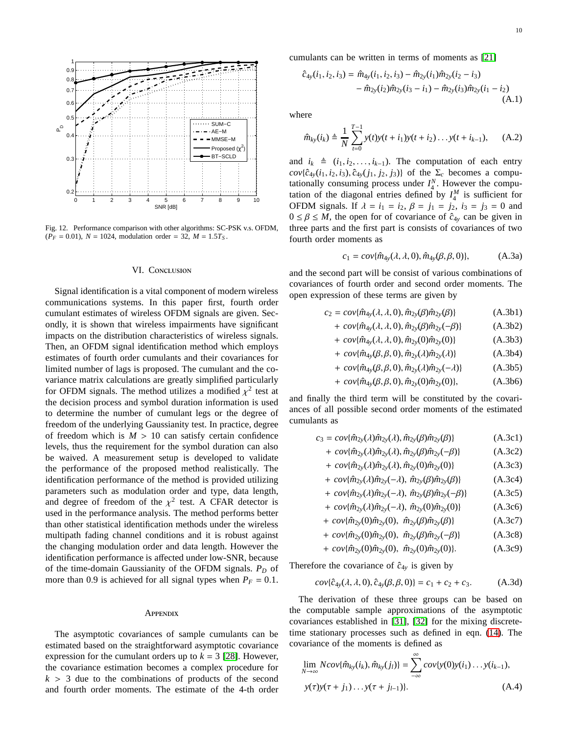1
0.9
0.8
0.7
0.6
0.5
0.4
0.3
0.2
$P_D$
0 1 2 3 4 5 6 7 8 9 10
SNR [dB]
SUM−C
AE−M
MMSE−M
Proposed ($\chi^2$)
BT−SCLD

Fig. 12. Performance comparison with other algorithms: SC-PSK v.s. OFDM, ($P_F = 0.01$), $N = 1024$, modulation order = 32, $M = 1.5T_S$.

## VI. Conclusion

Signal identification is a vital component of modern wireless communications systems. In this paper first, fourth order cumulant estimates of wireless OFDM signals are given. Secondly, it is shown that wireless impairments have significant impacts on the distribution characteristics of wireless signals. Then, an OFDM signal identification method which employs estimates of fourth order cumulants and their covariances for limited number of lags is proposed. The cumulant and the covariance matrix calculations are greatly simplified particularly for OFDM signals. The method utilizes a modified $\chi^2$ test at the decision process and symbol duration information is used to determine the number of cumulant legs or the degree of freedom of the underlying Gaussianity test. In practice, degree of freedom which is $M > 10$ can satisfy certain confidence levels, thus the requirement for the symbol duration can also be waived. A measurement setup is developed to validate the performance of the proposed method realistically. The identification performance of the method is provided utilizing parameters such as modulation order and type, data length, and degree of freedom of the $\chi^2$ test. A CFAR detector is used in the performance analysis. The method performs better than other statistical identification methods under the wireless multipath fading channel conditions and it is robust against the changing modulation order and data length. However the identification performance is affected under low-SNR, because of the time-domain Gaussianity of the OFDM signals. $P_D$ of more than 0.9 is achieved for all signal types when $P_F = 0.1$.

## Appendix

The asymptotic covariances of sample cumulants can be estimated based on the straightforward asymptotic covariance expression for the cumulant orders up to $k = 3$ [28]. However, the covariance estimation becomes a complex procedure for $k > 3$ due to the combinations of products of the second and fourth order moments. The estimate of the 4-th order cumulants can be written in terms of moments as [21]

$$\hat{c}_{4y}(i_1, i_2, i_3) = \hat{m}_{4y}(i_1, i_2, i_3) - \hat{m}_{2y}(i_1)\hat{m}_{2y}(i_2 - i_3) - \hat{m}_{2y}(i_2)\hat{m}_{2y}(i_3 - i_1) - \hat{m}_{2y}(i_3)\hat{m}_{2y}(i_1 - i_2) \tag{A.1}$$

where

$$\hat{m}_{ky}(i_k) \triangleq \frac{1}{N}\sum_{t=0}^{T-1} y(t)y(t+i_1)y(t+i_2)\dots y(t+i_{k-1}), \tag{A.2}$$

and $i_k \triangleq (i_1, i_2, \dots, i_{k-1})$. The computation of each entry $cov\{\hat{c}_{4y}(i_1, i_2, i_3), \hat{c}_{4y}(j_1, j_2, j_3)\}$ of the $\Sigma_c$ becomes a computationally consuming process under $I_4^N$. However the computation of the diagonal entries defined by $I_4^M$ is sufficient for OFDM signals. If $\lambda = i_1 = i_2$, $\beta = j_1 = j_2$, $i_3 = j_3 = 0$ and $0 \le \beta \le M$, the open for of covariance of $\hat{c}_{4y}$ can be given in three parts and the first part is consists of covariances of two fourth order moments as

$$c_1 = cov\{\hat{m}_{4y}(\lambda, \lambda, 0), \hat{m}_{4y}(\beta, \beta, 0)\}, \tag{A.3a}$$

and the second part will be consist of various combinations of covariances of fourth order and second order moments. The open expression of these terms are given by

$$\begin{aligned}
c_2 = {} & cov\{\hat{m}_{4y}(\lambda, \lambda, 0), \hat{m}_{2y}(\beta)\hat{m}_{2y}(\beta)\} && \text{(A.3b1)}\\
& + cov\{\hat{m}_{4y}(\lambda, \lambda, 0), \hat{m}_{2y}(\beta)\hat{m}_{2y}(-\beta)\} && \text{(A.3b2)}\\
& + cov\{\hat{m}_{4y}(\lambda, \lambda, 0), \hat{m}_{2y}(0)\hat{m}_{2y}(0)\} && \text{(A.3b3)}\\
& + cov\{\hat{m}_{4y}(\beta, \beta, 0), \hat{m}_{2y}(\lambda)\hat{m}_{2y}(\lambda)\} && \text{(A.3b4)}\\
& + cov\{\hat{m}_{4y}(\beta, \beta, 0), \hat{m}_{2y}(\lambda)\hat{m}_{2y}(-\lambda)\} && \text{(A.3b5)}\\
& + cov\{\hat{m}_{4y}(\beta, \beta, 0), \hat{m}_{2y}(0)\hat{m}_{2y}(0)\}, && \text{(A.3b6)}
\end{aligned}$$

and finally the third term will be constituted by the covariances of all possible second order moments of the estimated cumulants as

$$\begin{aligned}
c_3 = {} & cov\{\hat{m}_{2y}(\lambda)\hat{m}_{2y}(\lambda), \hat{m}_{2y}(\beta)\hat{m}_{2y}(\beta)\} && \text{(A.3c1)}\\
& + cov\{\hat{m}_{2y}(\lambda)\hat{m}_{2y}(\lambda), \hat{m}_{2y}(\beta)\hat{m}_{2y}(-\beta)\} && \text{(A.3c2)}\\
& + cov\{\hat{m}_{2y}(\lambda)\hat{m}_{2y}(\lambda), \hat{m}_{2y}(0)\hat{m}_{2y}(0)\} && \text{(A.3c3)}\\
& + cov\{\hat{m}_{2y}(\lambda)\hat{m}_{2y}(-\lambda), \hat{m}_{2y}(\beta)\hat{m}_{2y}(\beta)\} && \text{(A.3c4)}\\
& + cov\{\hat{m}_{2y}(\lambda)\hat{m}_{2y}(-\lambda), \hat{m}_{2y}(\beta)\hat{m}_{2y}(-\beta)\} && \text{(A.3c5)}\\
& + cov\{\hat{m}_{2y}(\lambda)\hat{m}_{2y}(-\lambda), \hat{m}_{2y}(0)\hat{m}_{2y}(0)\} && \text{(A.3c6)}\\
& + cov\{\hat{m}_{2y}(0)\hat{m}_{2y}(0), \hat{m}_{2y}(\beta)\hat{m}_{2y}(\beta)\} && \text{(A.3c7)}\\
& + cov\{\hat{m}_{2y}(0)\hat{m}_{2y}(0), \hat{m}_{2y}(\beta)\hat{m}_{2y}(-\beta)\} && \text{(A.3c8)}\\
& + cov\{\hat{m}_{2y}(0)\hat{m}_{2y}(0), \hat{m}_{2y}(0)\hat{m}_{2y}(0)\}. && \text{(A.3c9)}
\end{aligned}$$

Therefore the covariance of $\hat{c}_{4y}$ is given by

$$cov\{\hat{c}_{4y}(\lambda, \lambda, 0), \hat{c}_{4y}(\beta, \beta, 0)\} = c_1 + c_2 + c_3. \tag{A.3d}$$

The derivation of these three groups can be based on the computable sample approximations of the asymptotic covariances established in [31], [32] for the mixing discrete-time stationary processes such as defined in eqn. (14). The covariance of the moments is defined as

$$\lim_{N\to\infty} N cov\{\hat{m}_{ky}(i_k), \hat{m}_{ky}(j_l)\} = \sum_{-\infty}^{\infty} cov\{y(0)y(i_1)\dots y(i_{k-1}), y(\tau)y(\tau + j_1)\dots y(\tau + j_{l-1})\}. \tag{A.4}$$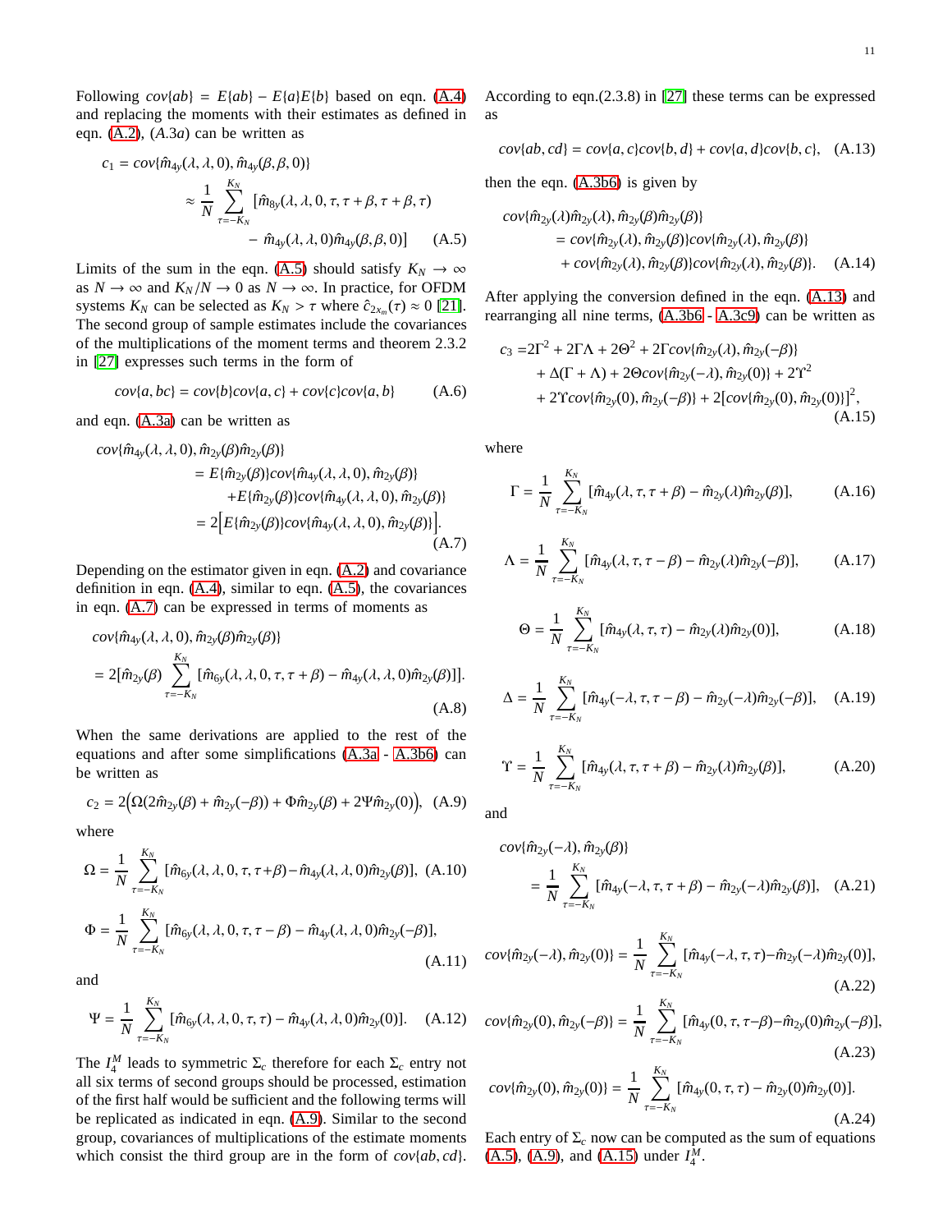Following $cov\{ab\} = E\{ab\} - E\{a\}E\{b\}$ based on eqn. (A.4) and replacing the moments with their estimates as defined in eqn. (A.2), $(A.3a)$ can be written as

$$
\begin{aligned}
c_1 &= cov\{\hat{m}_{4y}(\lambda, \lambda, 0), \hat{m}_{4y}(\beta, \beta, 0)\} \\
&\approx \frac{1}{N}\sum_{\tau=-K_N}^{K_N} [\hat{m}_{8y}(\lambda, \lambda, 0, \tau, \tau+\beta, \tau+\beta, \tau) \\
&\qquad - \hat{m}_{4y}(\lambda, \lambda, 0)\hat{m}_{4y}(\beta, \beta, 0)] \qquad \text{(A.5)}
\end{aligned}
$$

Limits of the sum in the eqn. (A.5) should satisfy $K_N \to \infty$ as $N \to \infty$ and $K_N/N \to 0$ as $N \to \infty$. In practice, for OFDM systems $K_N$ can be selected as $K_N > \tau$ where $\hat{c}_{2x_m}(\tau) \approx 0$ [21]. The second group of sample estimates include the covariances of the multiplications of the moment terms and theorem 2.3.2 in [27] expresses such terms in the form of

$$
cov\{a, bc\} = cov\{b\}cov\{a, c\} + cov\{c\}cov\{a, b\} \qquad \text{(A.6)}
$$

and eqn. (A.3a) can be written as

$$
\begin{aligned}
&cov\{\hat{m}_{4y}(\lambda, \lambda, 0), \hat{m}_{2y}(\beta)\hat{m}_{2y}(\beta)\} \\
&\quad = E\{\hat{m}_{2y}(\beta)\}cov\{\hat{m}_{4y}(\lambda, \lambda, 0), \hat{m}_{2y}(\beta)\} \\
&\quad\quad + E\{\hat{m}_{2y}(\beta)\}cov\{\hat{m}_{4y}(\lambda, \lambda, 0), \hat{m}_{2y}(\beta)\} \\
&\quad = 2\Big[E\{\hat{m}_{2y}(\beta)\}cov\{\hat{m}_{4y}(\lambda, \lambda, 0), \hat{m}_{2y}(\beta)\}\Big]. \qquad \text{(A.7)}
\end{aligned}
$$

Depending on the estimator given in eqn. (A.2) and covariance definition in eqn. (A.4), similar to eqn. (A.5), the covariances in eqn. (A.7) can be expressed in terms of moments as

$$
\begin{aligned}
&cov\{\hat{m}_{4y}(\lambda, \lambda, 0), \hat{m}_{2y}(\beta)\hat{m}_{2y}(\beta)\} \\
&= 2[\hat{m}_{2y}(\beta)\sum_{\tau=-K_N}^{K_N} [\hat{m}_{6y}(\lambda, \lambda, 0, \tau, \tau+\beta) - \hat{m}_{4y}(\lambda, \lambda, 0)\hat{m}_{2y}(\beta)]]. \qquad \text{(A.8)}
\end{aligned}
$$

When the same derivations are applied to the rest of the equations and after some simplifications (A.3a - A.3b6) can be written as

$$
c_2 = 2\Big(\Omega(2\hat{m}_{2y}(\beta) + \hat{m}_{2y}(-\beta)) + \Phi\hat{m}_{2y}(\beta) + 2\Psi\hat{m}_{2y}(0)\Big), \qquad \text{(A.9)}
$$

where

$$
\Omega = \frac{1}{N}\sum_{\tau=-K_N}^{K_N} [\hat{m}_{6y}(\lambda, \lambda, 0, \tau, \tau+\beta) - \hat{m}_{4y}(\lambda, \lambda, 0)\hat{m}_{2y}(\beta)], \qquad \text{(A.10)}
$$

$$
\Phi = \frac{1}{N}\sum_{\tau=-K_N}^{K_N} [\hat{m}_{6y}(\lambda, \lambda, 0, \tau, \tau-\beta) - \hat{m}_{4y}(\lambda, \lambda, 0)\hat{m}_{2y}(-\beta)], \qquad \text{(A.11)}
$$

and

$$
\Psi = \frac{1}{N}\sum_{\tau=-K_N}^{K_N} [\hat{m}_{6y}(\lambda, \lambda, 0, \tau, \tau) - \hat{m}_{4y}(\lambda, \lambda, 0)\hat{m}_{2y}(0)]. \qquad \text{(A.12)}
$$

The $I_4^M$ leads to symmetric $\Sigma_c$ therefore for each $\Sigma_c$ entry not all six terms of second groups should be processed, estimation of the first half would be sufficient and the following terms will be replicated as indicated in eqn. (A.9). Similar to the second group, covariances of multiplications of the estimate moments which consist the third group are in the form of $cov\{ab, cd\}$. According to eqn.(2.3.8) in [27] these terms can be expressed as

$$
cov\{ab, cd\} = cov\{a, c\}cov\{b, d\} + cov\{a, d\}cov\{b, c\}, \qquad \text{(A.13)}
$$

then the eqn. (A.3b6) is given by

$$
\begin{aligned}
&cov\{\hat{m}_{2y}(\lambda)\hat{m}_{2y}(\lambda), \hat{m}_{2y}(\beta)\hat{m}_{2y}(\beta)\} \\
&\quad = cov\{\hat{m}_{2y}(\lambda), \hat{m}_{2y}(\beta)\}cov\{\hat{m}_{2y}(\lambda), \hat{m}_{2y}(\beta)\} \\
&\quad\quad + cov\{\hat{m}_{2y}(\lambda), \hat{m}_{2y}(\beta)\}cov\{\hat{m}_{2y}(\lambda), \hat{m}_{2y}(\beta)\}. \qquad \text{(A.14)}
\end{aligned}
$$

After applying the conversion defined in the eqn. (A.13) and rearranging all nine terms, (A.3b6 - A.3c9) can be written as

$$
\begin{aligned}
c_3 =& 2\Gamma^2 + 2\Gamma\Lambda + 2\Theta^2 + 2\Gamma cov\{\hat{m}_{2y}(\lambda), \hat{m}_{2y}(-\beta)\} \\
&+ \Delta(\Gamma + \Lambda) + 2\Theta cov\{\hat{m}_{2y}(-\lambda), \hat{m}_{2y}(0)\} + 2\Upsilon^2 \\
&+ 2\Upsilon cov\{\hat{m}_{2y}(0), \hat{m}_{2y}(-\beta)\} + 2[cov\{\hat{m}_{2y}(0), \hat{m}_{2y}(0)\}]^2, \qquad \text{(A.15)}
\end{aligned}
$$

where

$$
\Gamma = \frac{1}{N}\sum_{\tau=-K_N}^{K_N} [\hat{m}_{4y}(\lambda, \tau, \tau+\beta) - \hat{m}_{2y}(\lambda)\hat{m}_{2y}(\beta)], \qquad \text{(A.16)}
$$

$$
\Lambda = \frac{1}{N}\sum_{\tau=-K_N}^{K_N} [\hat{m}_{4y}(\lambda, \tau, \tau-\beta) - \hat{m}_{2y}(\lambda)\hat{m}_{2y}(-\beta)], \qquad \text{(A.17)}
$$

$$
\Theta = \frac{1}{N}\sum_{\tau=-K_N}^{K_N} [\hat{m}_{4y}(\lambda, \tau, \tau) - \hat{m}_{2y}(\lambda)\hat{m}_{2y}(0)], \qquad \text{(A.18)}
$$

$$
\Delta = \frac{1}{N}\sum_{\tau=-K_N}^{K_N} [\hat{m}_{4y}(-\lambda, \tau, \tau-\beta) - \hat{m}_{2y}(-\lambda)\hat{m}_{2y}(-\beta)], \qquad \text{(A.19)}
$$

$$
\Upsilon = \frac{1}{N}\sum_{\tau=-K_N}^{K_N} [\hat{m}_{4y}(\lambda, \tau, \tau+\beta) - \hat{m}_{2y}(\lambda)\hat{m}_{2y}(\beta)], \qquad \text{(A.20)}
$$

and

$$
\begin{aligned}
&cov\{\hat{m}_{2y}(-\lambda), \hat{m}_{2y}(\beta)\} \\
&\quad = \frac{1}{N}\sum_{\tau=-K_N}^{K_N} [\hat{m}_{4y}(-\lambda, \tau, \tau+\beta) - \hat{m}_{2y}(-\lambda)\hat{m}_{2y}(\beta)], \qquad \text{(A.21)}
\end{aligned}
$$

$$
cov\{\hat{m}_{2y}(-\lambda), \hat{m}_{2y}(0)\} = \frac{1}{N}\sum_{\tau=-K_N}^{K_N} [\hat{m}_{4y}(-\lambda, \tau, \tau) - \hat{m}_{2y}(-\lambda)\hat{m}_{2y}(0)], \qquad \text{(A.22)}
$$

$$
cov\{\hat{m}_{2y}(0), \hat{m}_{2y}(-\beta)\} = \frac{1}{N}\sum_{\tau=-K_N}^{K_N} [\hat{m}_{4y}(0, \tau, \tau-\beta) - \hat{m}_{2y}(0)\hat{m}_{2y}(-\beta)], \qquad \text{(A.23)}
$$

$$
cov\{\hat{m}_{2y}(0), \hat{m}_{2y}(0)\} = \frac{1}{N}\sum_{\tau=-K_N}^{K_N} [\hat{m}_{4y}(0, \tau, \tau) - \hat{m}_{2y}(0)\hat{m}_{2y}(0)]. \qquad \text{(A.24)}
$$

Each entry of $\Sigma_c$ now can be computed as the sum of equations (A.5), (A.9), and (A.15) under $I_4^M$.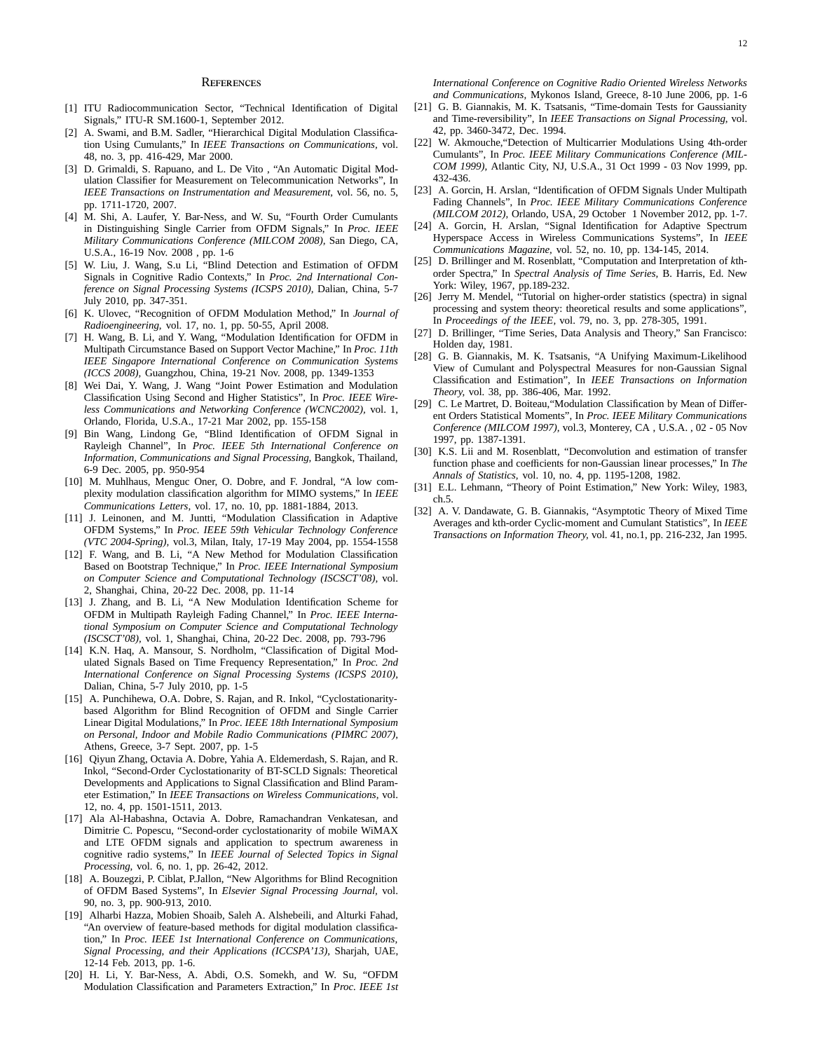## References

[1] ITU Radiocommunication Sector, "Technical Identification of Digital Signals," ITU-R SM.1600-1, September 2012.

[2] A. Swami, and B.M. Sadler, "Hierarchical Digital Modulation Classification Using Cumulants," In *IEEE Transactions on Communications*, vol. 48, no. 3, pp. 416-429, Mar 2000.

[3] D. Grimaldi, S. Rapuano, and L. De Vito , "An Automatic Digital Modulation Classifier for Measurement on Telecommunication Networks", In *IEEE Transactions on Instrumentation and Measurement*, vol. 56, no. 5, pp. 1711-1720, 2007.

[4] M. Shi, A. Laufer, Y. Bar-Ness, and W. Su, "Fourth Order Cumulants in Distinguishing Single Carrier from OFDM Signals," In *Proc. IEEE Military Communications Conference (MILCOM 2008)*, San Diego, CA, U.S.A., 16-19 Nov. 2008 , pp. 1-6

[5] W. Liu, J. Wang, S.u Li, "Blind Detection and Estimation of OFDM Signals in Cognitive Radio Contexts," In *Proc. 2nd International Conference on Signal Processing Systems (ICSPS 2010)*, Dalian, China, 5-7 July 2010, pp. 347-351.

[6] K. Ulovec, "Recognition of OFDM Modulation Method," In *Journal of Radioengineering*, vol. 17, no. 1, pp. 50-55, April 2008.

[7] H. Wang, B. Li, and Y. Wang, "Modulation Identification for OFDM in Multipath Circumstance Based on Support Vector Machine," In *Proc. 11th IEEE Singapore International Conference on Communication Systems (ICCS 2008)*, Guangzhou, China, 19-21 Nov. 2008, pp. 1349-1353

[8] Wei Dai, Y. Wang, J. Wang "Joint Power Estimation and Modulation Classification Using Second and Higher Statistics", In *Proc. IEEE Wireless Communications and Networking Conference (WCNC2002)*, vol. 1, Orlando, Florida, U.S.A., 17-21 Mar 2002, pp. 155-158

[9] Bin Wang, Lindong Ge, "Blind Identification of OFDM Signal in Rayleigh Channel", In *Proc. IEEE 5th International Conference on Information, Communications and Signal Processing*, Bangkok, Thailand, 6-9 Dec. 2005, pp. 950-954

[10] M. Muhlhaus, Menguc Oner, O. Dobre, and F. Jondral, "A low complexity modulation classification algorithm for MIMO systems," In *IEEE Communications Letters*, vol. 17, no. 10, pp. 1881-1884, 2013.

[11] J. Leinonen, and M. Juntti, "Modulation Classification in Adaptive OFDM Systems," In *Proc. IEEE 59th Vehicular Technology Conference (VTC 2004-Spring)*, vol.3, Milan, Italy, 17-19 May 2004, pp. 1554-1558

[12] F. Wang, and B. Li, "A New Method for Modulation Classification Based on Bootstrap Technique," In *Proc. IEEE International Symposium on Computer Science and Computational Technology (ISCSCT'08)*, vol. 2, Shanghai, China, 20-22 Dec. 2008, pp. 11-14

[13] J. Zhang, and B. Li, "A New Modulation Identification Scheme for OFDM in Multipath Rayleigh Fading Channel," In *Proc. IEEE International Symposium on Computer Science and Computational Technology (ISCSCT'08)*, vol. 1, Shanghai, China, 20-22 Dec. 2008, pp. 793-796

[14] K.N. Haq, A. Mansour, S. Nordholm, "Classification of Digital Modulated Signals Based on Time Frequency Representation," In *Proc. 2nd International Conference on Signal Processing Systems (ICSPS 2010)*, Dalian, China, 5-7 July 2010, pp. 1-5

[15] A. Punchihewa, O.A. Dobre, S. Rajan, and R. Inkol, "Cyclostationarity-based Algorithm for Blind Recognition of OFDM and Single Carrier Linear Digital Modulations," In *Proc. IEEE 18th International Symposium on Personal, Indoor and Mobile Radio Communications (PIMRC 2007)*, Athens, Greece, 3-7 Sept. 2007, pp. 1-5

[16] Qiyun Zhang, Octavia A. Dobre, Yahia A. Eldemerdash, S. Rajan, and R. Inkol, "Second-Order Cyclostationarity of BT-SCLD Signals: Theoretical Developments and Applications to Signal Classification and Blind Parameter Estimation," In *IEEE Transactions on Wireless Communications*, vol. 12, no. 4, pp. 1501-1511, 2013.

[17] Ala Al-Habashna, Octavia A. Dobre, Ramachandran Venkatesan, and Dimitrie C. Popescu, "Second-order cyclostationarity of mobile WiMAX and LTE OFDM signals and application to spectrum awareness in cognitive radio systems," In *IEEE Journal of Selected Topics in Signal Processing*, vol. 6, no. 1, pp. 26-42, 2012.

[18] A. Bouzegzi, P. Ciblat, P.Jallon, "New Algorithms for Blind Recognition of OFDM Based Systems", In *Elsevier Signal Processing Journal*, vol. 90, no. 3, pp. 900-913, 2010.

[19] Alharbi Hazza, Mobien Shoaib, Saleh A. Alshebeili, and Alturki Fahad, "An overview of feature-based methods for digital modulation classification," In *Proc. IEEE 1st International Conference on Communications, Signal Processing, and their Applications (ICCSPA'13)*, Sharjah, UAE, 12-14 Feb. 2013, pp. 1-6.

[20] H. Li, Y. Bar-Ness, A. Abdi, O.S. Somekh, and W. Su, "OFDM Modulation Classification and Parameters Extraction," In *Proc. IEEE 1st International Conference on Cognitive Radio Oriented Wireless Networks and Communications*, Mykonos Island, Greece, 8-10 June 2006, pp. 1-6

[21] G. B. Giannakis, M. K. Tsatsanis, "Time-domain Tests for Gaussianity and Time-reversibility", In *IEEE Transactions on Signal Processing*, vol. 42, pp. 3460-3472, Dec. 1994.

[22] W. Akmouche,"Detection of Multicarrier Modulations Using 4th-order Cumulants", In *Proc. IEEE Military Communications Conference (MILCOM 1999)*, Atlantic City, NJ, U.S.A., 31 Oct 1999 - 03 Nov 1999, pp. 432-436.

[23] A. Gorcin, H. Arslan, "Identification of OFDM Signals Under Multipath Fading Channels", In *Proc. IEEE Military Communications Conference (MILCOM 2012)*, Orlando, USA, 29 October 1 November 2012, pp. 1-7.

[24] A. Gorcin, H. Arslan, "Signal Identification for Adaptive Spectrum Hyperspace Access in Wireless Communications Systems", In *IEEE Communications Magazine*, vol. 52, no. 10, pp. 134-145, 2014.

[25] D. Brillinger and M. Rosenblatt, "Computation and Interpretation of *k*th-order Spectra," In *Spectral Analysis of Time Series*, B. Harris, Ed. New York: Wiley, 1967, pp.189-232.

[26] Jerry M. Mendel, "Tutorial on higher-order statistics (spectra) in signal processing and system theory: theoretical results and some applications", In *Proceedings of the IEEE*, vol. 79, no. 3, pp. 278-305, 1991.

[27] D. Brillinger, "Time Series, Data Analysis and Theory," San Francisco: Holden day, 1981.

[28] G. B. Giannakis, M. K. Tsatsanis, "A Unifying Maximum-Likelihood View of Cumulant and Polyspectral Measures for non-Gaussian Signal Classification and Estimation", In *IEEE Transactions on Information Theory*, vol. 38, pp. 386-406, Mar. 1992.

[29] C. Le Martret, D. Boiteau,"Modulation Classification by Mean of Different Orders Statistical Moments", In *Proc. IEEE Military Communications Conference (MILCOM 1997)*, vol.3, Monterey, CA , U.S.A. , 02 - 05 Nov 1997, pp. 1387-1391.

[30] K.S. Lii and M. Rosenblatt, "Deconvolution and estimation of transfer function phase and coefficients for non-Gaussian linear processes," In *The Annals of Statistics*, vol. 10, no. 4, pp. 1195-1208, 1982.

[31] E.L. Lehmann, "Theory of Point Estimation," New York: Wiley, 1983, ch.5.

[32] A. V. Dandawate, G. B. Giannakis, "Asymptotic Theory of Mixed Time Averages and kth-order Cyclic-moment and Cumulant Statistics", In *IEEE Transactions on Information Theory*, vol. 41, no.1, pp. 216-232, Jan 1995.